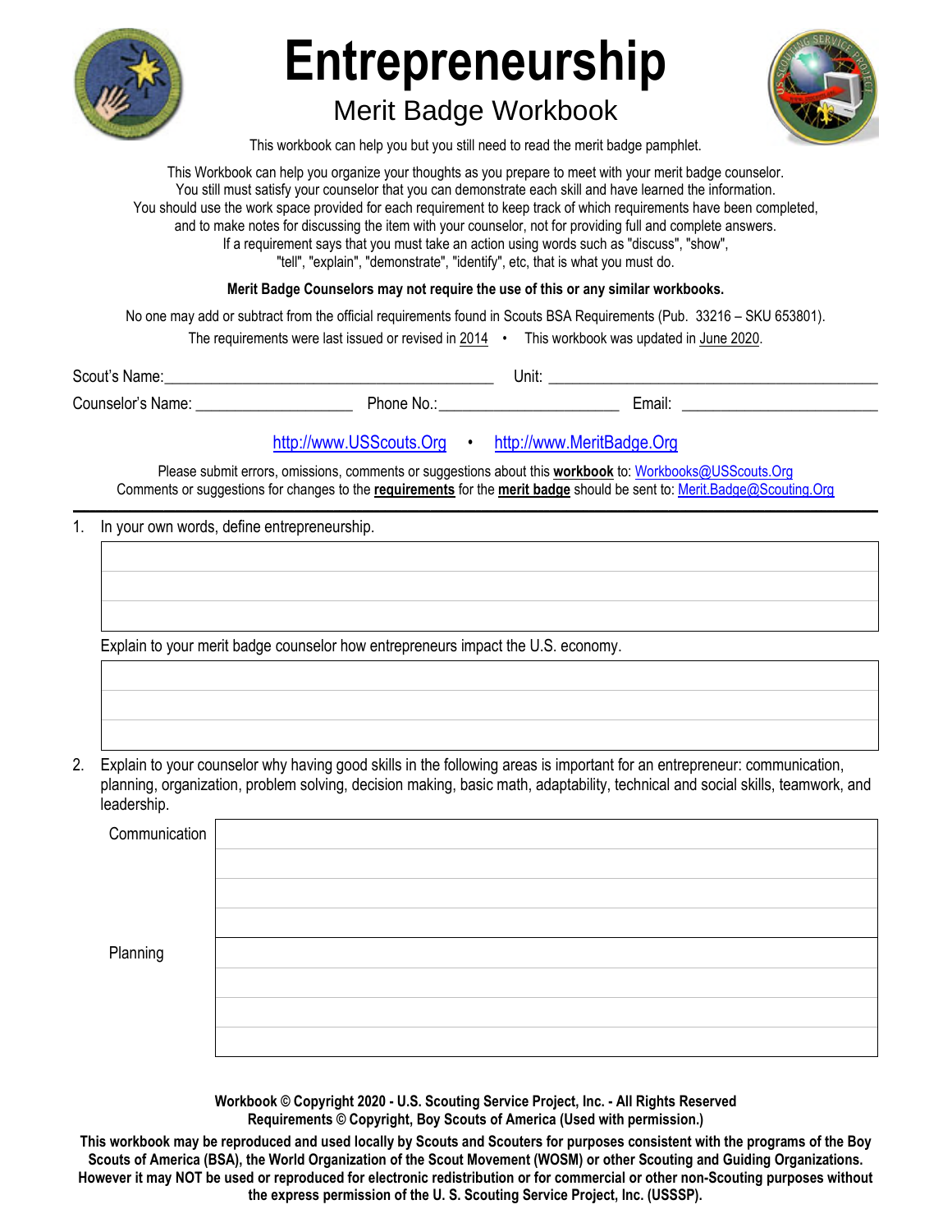# Entrepreneurship

## Merit Badge Workbook

This workbook can help you but you still need to read the merit badge pamphlet.

This Workbook can help you organize your thoughts as you prepare to meet with your merit badge counselor.
You still must satisfy your counselor that you can demonstrate each skill and have learned the information.
You should use the work space provided for each requirement to keep track of which requirements have been completed,
and to make notes for discussing the item with your counselor, not for providing full and complete answers.
If a requirement says that you must take an action using words such as "discuss", "show",
"tell", "explain", "demonstrate", "identify", etc, that is what you must do.

**Merit Badge Counselors may not require the use of this or any similar workbooks.**

No one may add or subtract from the official requirements found in Scouts BSA Requirements (Pub. 33216 – SKU 653801).

The requirements were last issued or revised in 2014 • This workbook was updated in June 2020.

Scout's Name: ________________________ Unit: ________________________

Counselor's Name: ______________ Phone No.: ______________ Email: ______________

http://www.USScouts.Org • http://www.MeritBadge.Org

Please submit errors, omissions, comments or suggestions about this **workbook** to: Workbooks@USScouts.Org
Comments or suggestions for changes to the **requirements** for the **merit badge** should be sent to: Merit.Badge@Scouting.Org

---

1. In your own words, define entrepreneurship.

   Explain to your merit badge counselor how entrepreneurs impact the U.S. economy.

2. Explain to your counselor why having good skills in the following areas is important for an entrepreneur: communication, planning, organization, problem solving, decision making, basic math, adaptability, technical and social skills, teamwork, and leadership.

| | |
|---|---|
| Communication | |
| Planning | |

**Workbook © Copyright 2020 - U.S. Scouting Service Project, Inc. - All Rights Reserved**
**Requirements © Copyright, Boy Scouts of America (Used with permission.)**

**This workbook may be reproduced and used locally by Scouts and Scouters for purposes consistent with the programs of the Boy Scouts of America (BSA), the World Organization of the Scout Movement (WOSM) or other Scouting and Guiding Organizations. However it may NOT be used or reproduced for electronic redistribution or for commercial or other non-Scouting purposes without the express permission of the U. S. Scouting Service Project, Inc. (USSSP).**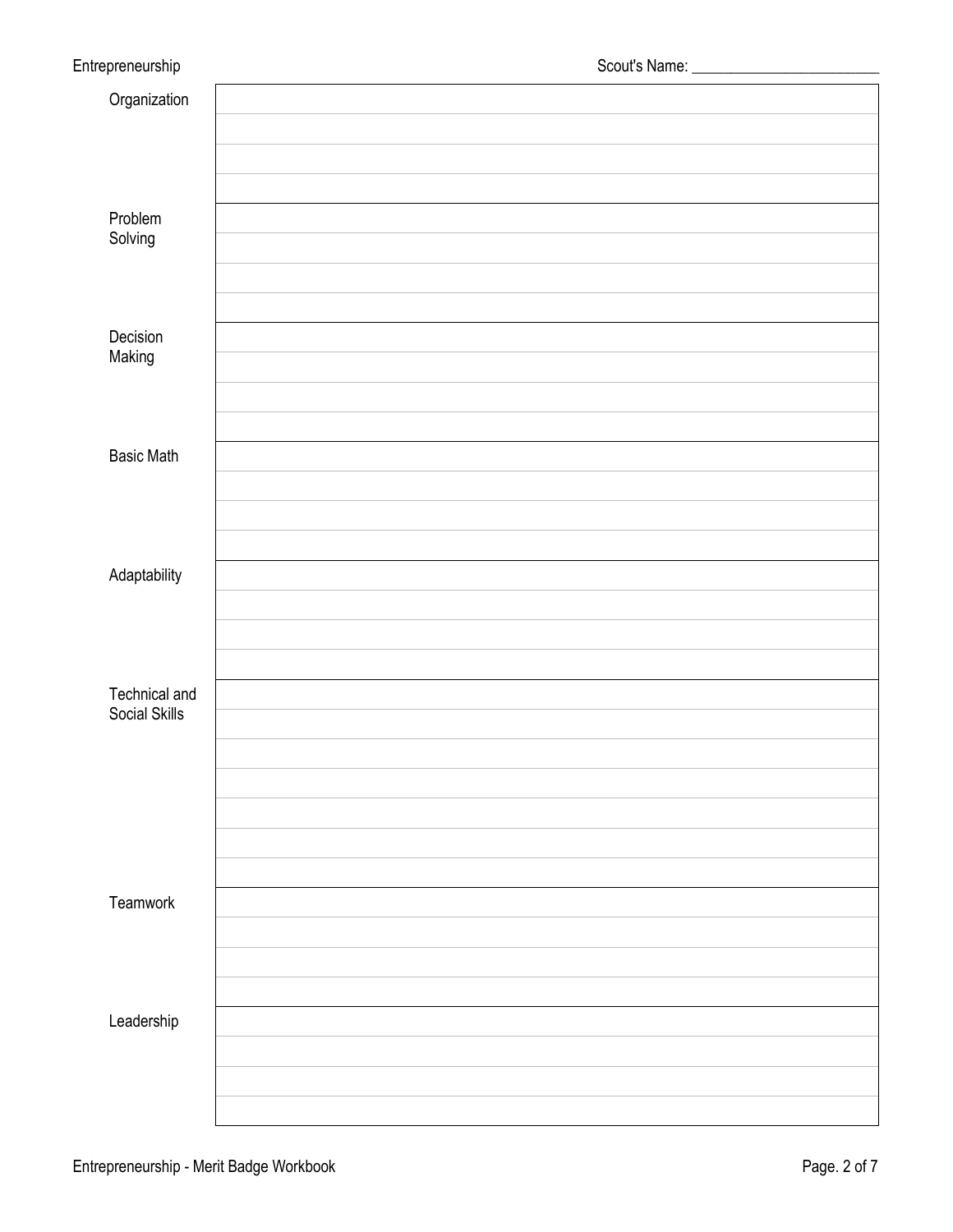Scout's Name: ________________________

| | |
|---|---|
| Organization | |
| | |
| | |
| | |
| Problem Solving | |
| | |
| | |
| | |
| Decision Making | |
| | |
| | |
| | |
| Basic Math | |
| | |
| | |
| | |
| Adaptability | |
| | |
| | |
| | |
| Technical and Social Skills | |
| | |
| | |
| | |
| | |
| | |
| | |
| Teamwork | |
| | |
| | |
| | |
| Leadership | |
| | |
| | |
| | |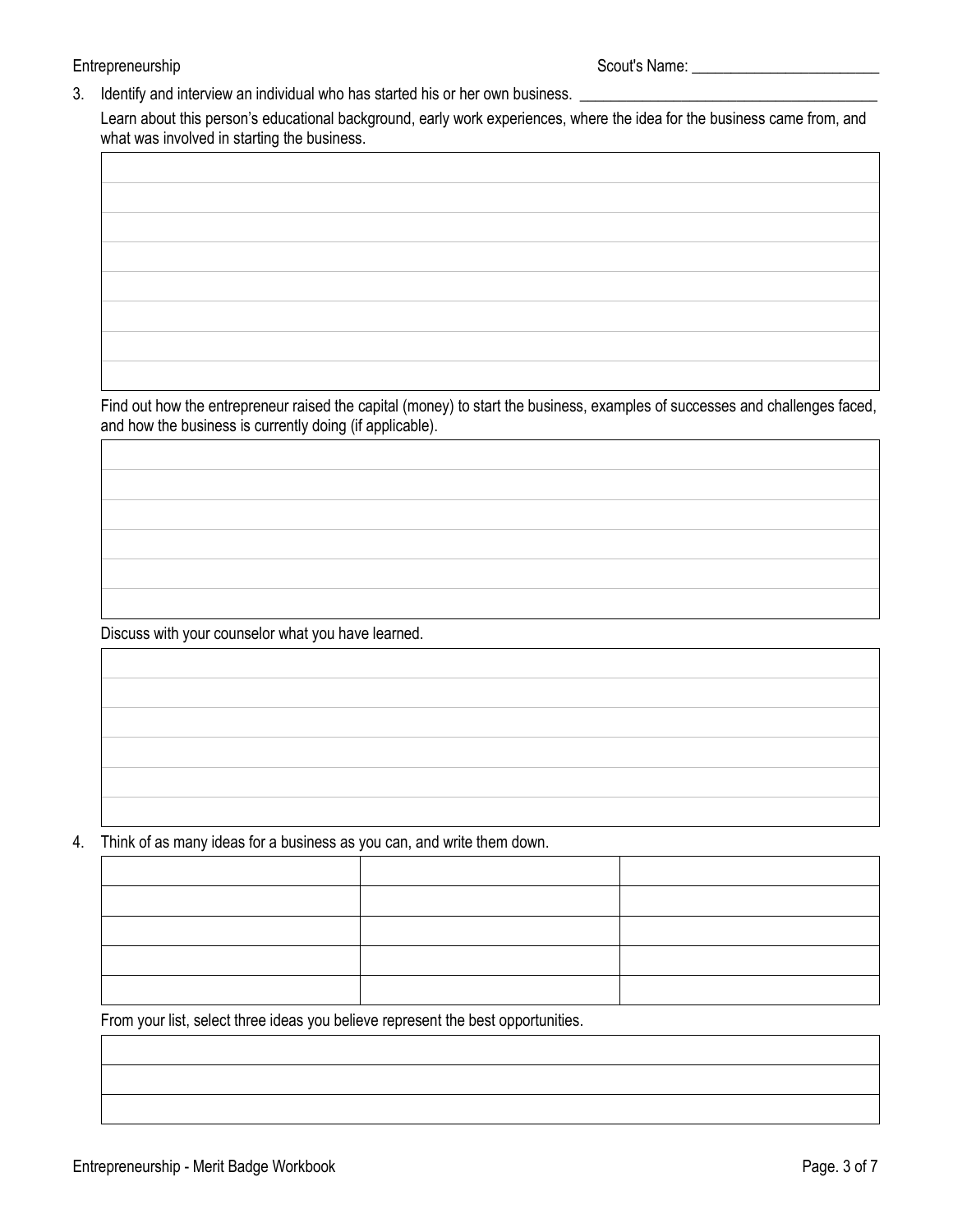Scout's Name: ________________________

3. Identify and interview an individual who has started his or her own business. ______________________________________

   Learn about this person's educational background, early work experiences, where the idea for the business came from, and what was involved in starting the business.

   Find out how the entrepreneur raised the capital (money) to start the business, examples of successes and challenges faced, and how the business is currently doing (if applicable).

   Discuss with your counselor what you have learned.

4. Think of as many ideas for a business as you can, and write them down.

| | | |
|---|---|---|
| | | |
| | | |
| | | |
| | | |
| | | |

   From your list, select three ideas you believe represent the best opportunities.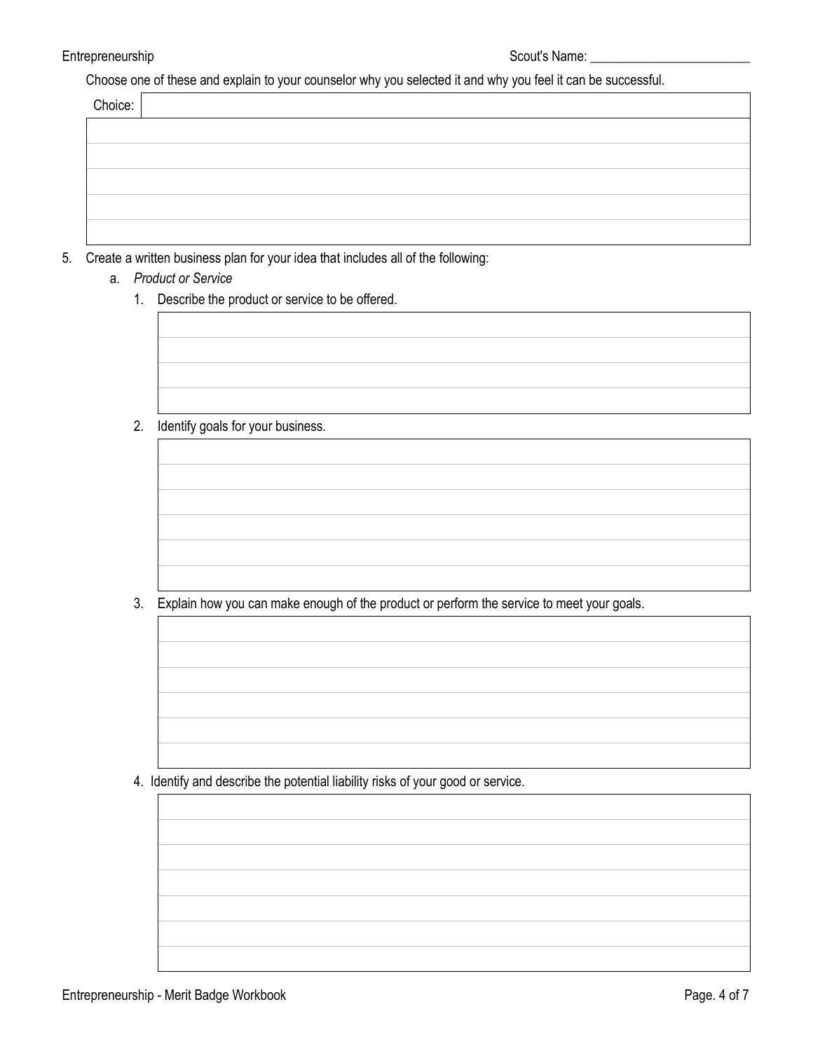Choose one of these and explain to your counselor why you selected it and why you feel it can be successful.

| Choice: | |
|---|---|
| | |
| | |
| | |
| | |
| | |

5. Create a written business plan for your idea that includes all of the following:
   a. *Product or Service*
      1. Describe the product or service to be offered.
      2. Identify goals for your business.
      3. Explain how you can make enough of the product or perform the service to meet your goals.
      4. Identify and describe the potential liability risks of your good or service.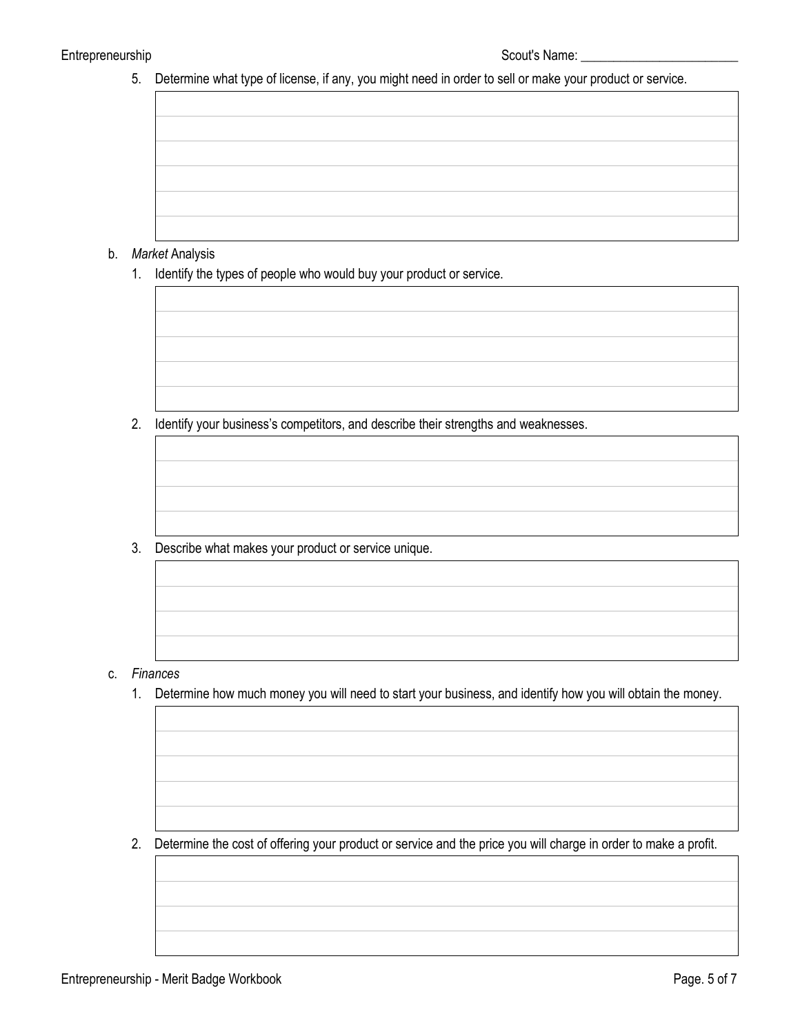5. Determine what type of license, if any, you might need in order to sell or make your product or service.

b. *Market* Analysis

1. Identify the types of people who would buy your product or service.

2. Identify your business's competitors, and describe their strengths and weaknesses.

3. Describe what makes your product or service unique.

c. *Finances*

1. Determine how much money you will need to start your business, and identify how you will obtain the money.

2. Determine the cost of offering your product or service and the price you will charge in order to make a profit.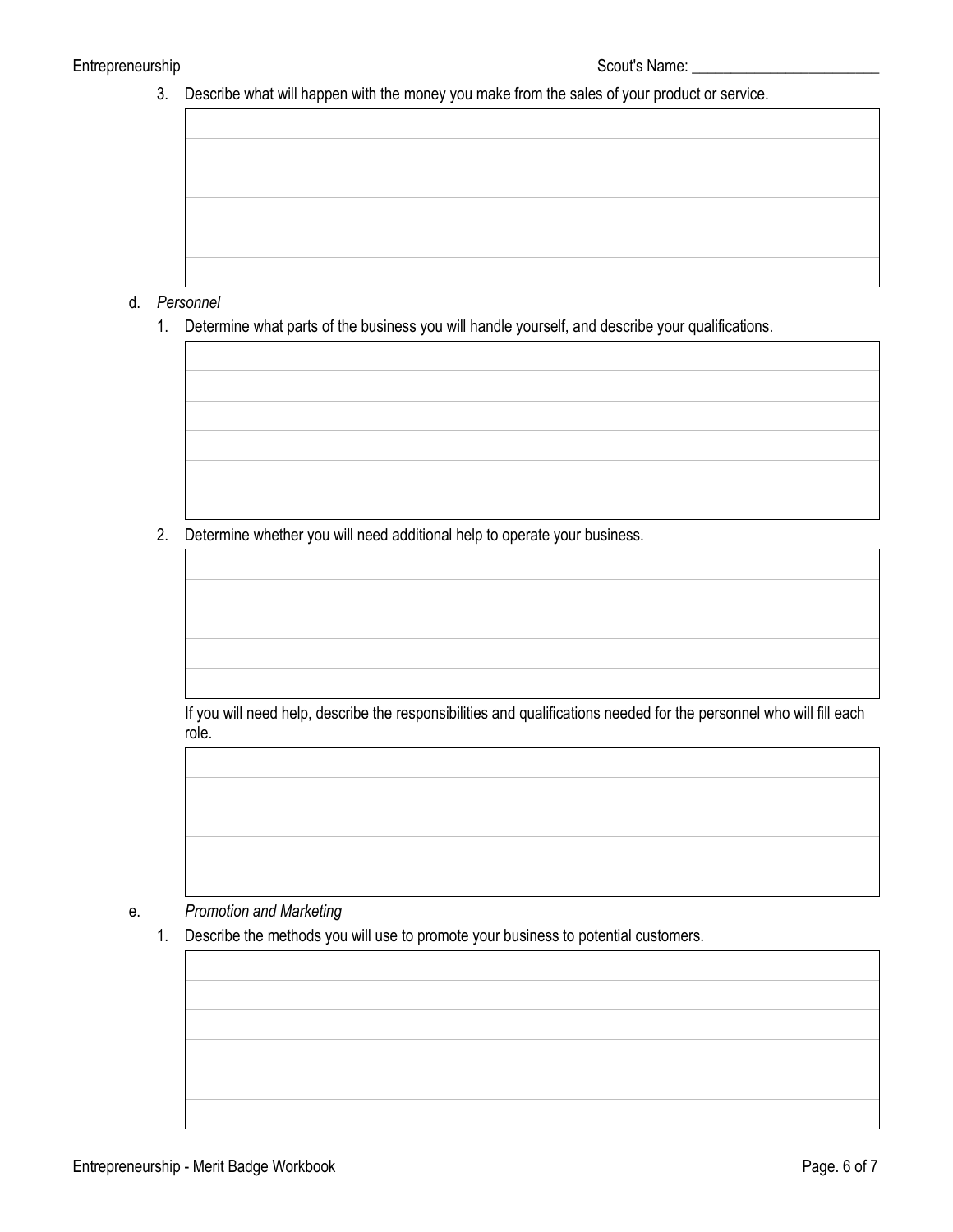3. Describe what will happen with the money you make from the sales of your product or service.

d. *Personnel*

1. Determine what parts of the business you will handle yourself, and describe your qualifications.

2. Determine whether you will need additional help to operate your business.

   If you will need help, describe the responsibilities and qualifications needed for the personnel who will fill each role.

e. *Promotion and Marketing*

1. Describe the methods you will use to promote your business to potential customers.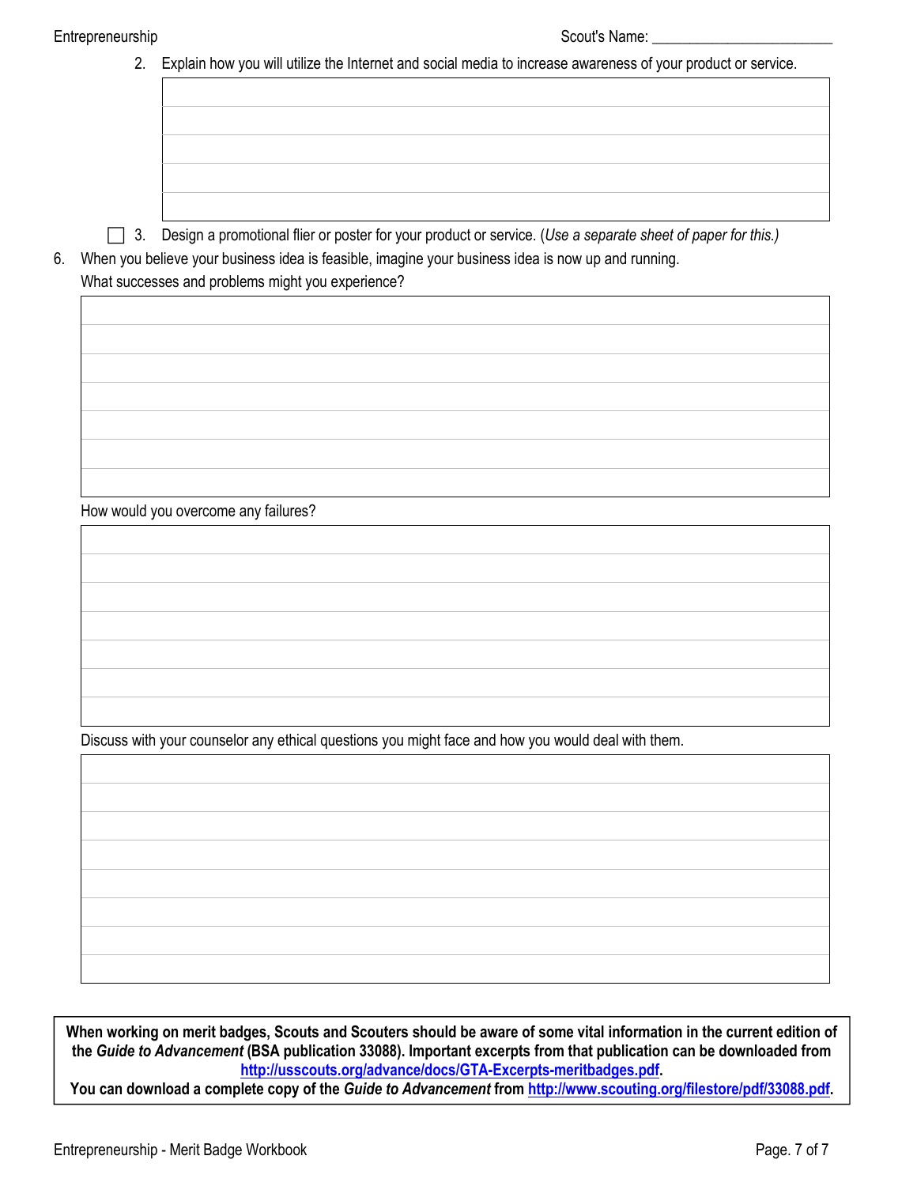2. Explain how you will utilize the Internet and social media to increase awareness of your product or service.

☐ 3. Design a promotional flier or poster for your product or service. (*Use a separate sheet of paper for this.)*

6. When you believe your business idea is feasible, imagine your business idea is now up and running.
   What successes and problems might you experience?

   How would you overcome any failures?

   Discuss with your counselor any ethical questions you might face and how you would deal with them.

**When working on merit badges, Scouts and Scouters should be aware of some vital information in the current edition of the *Guide to Advancement* (BSA publication 33088). Important excerpts from that publication can be downloaded from http://usscouts.org/advance/docs/GTA-Excerpts-meritbadges.pdf.**
**You can download a complete copy of the *Guide to Advancement* from http://www.scouting.org/filestore/pdf/33088.pdf.**